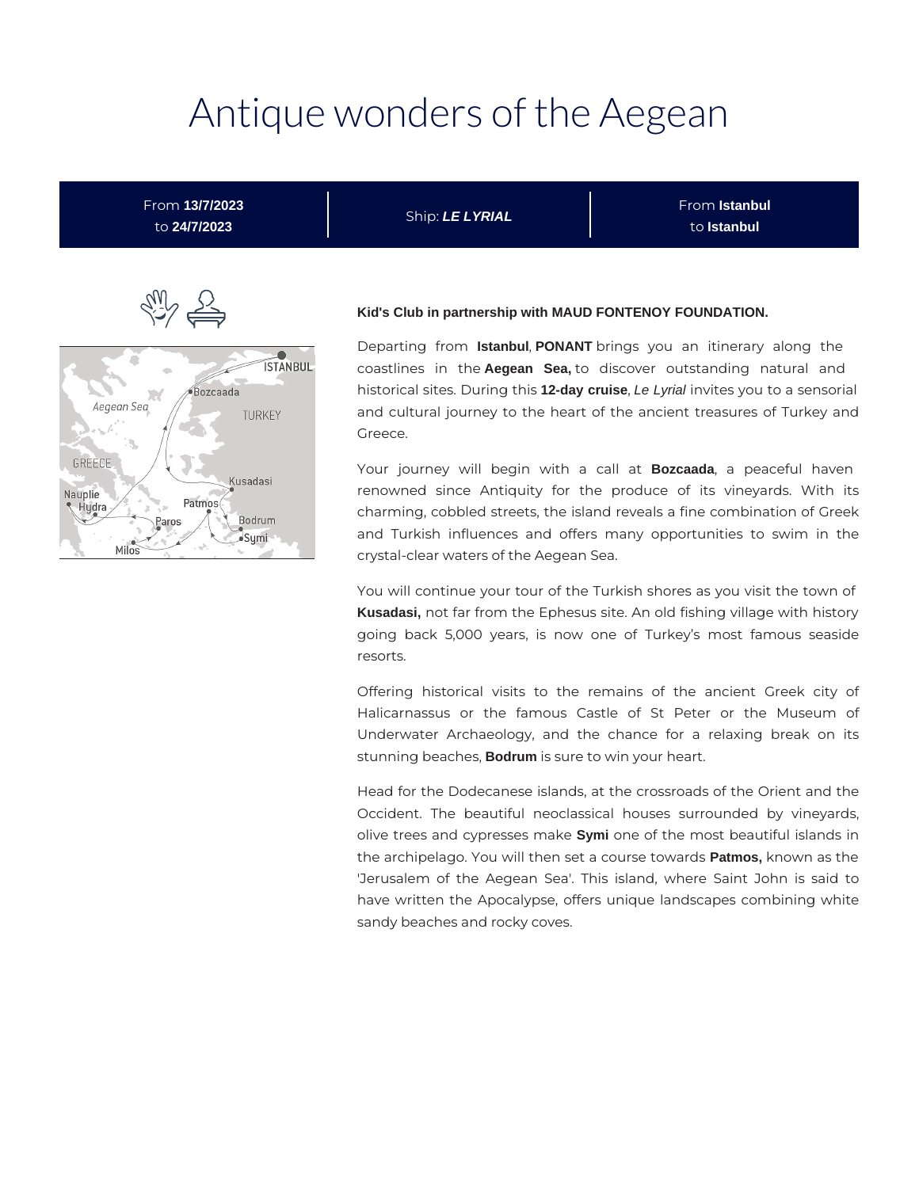# Antique wonders of the Aegean

| From **13/7/2023** to **24/7/2023** | Ship: ***LE LYRIAL*** | From **Istanbul** to **Istanbul** |
|---|---|---|

**Kid's Club in partnership with MAUD FONTENOY FOUNDATION.**

Departing from **Istanbul**, **PONANT** brings you an itinerary along the coastlines in the **Aegean Sea,** to discover outstanding natural and historical sites. During this **12-day cruise**, *Le Lyrial* invites you to a sensorial and cultural journey to the heart of the ancient treasures of Turkey and Greece.

Your journey will begin with a call at **Bozcaada**, a peaceful haven renowned since Antiquity for the produce of its vineyards. With its charming, cobbled streets, the island reveals a fine combination of Greek and Turkish influences and offers many opportunities to swim in the crystal-clear waters of the Aegean Sea.

You will continue your tour of the Turkish shores as you visit the town of **Kusadasi,** not far from the Ephesus site. An old fishing village with history going back 5,000 years, is now one of Turkey's most famous seaside resorts.

Offering historical visits to the remains of the ancient Greek city of Halicarnassus or the famous Castle of St Peter or the Museum of Underwater Archaeology, and the chance for a relaxing break on its stunning beaches, **Bodrum** is sure to win your heart.

Head for the Dodecanese islands, at the crossroads of the Orient and the Occident. The beautiful neoclassical houses surrounded by vineyards, olive trees and cypresses make **Symi** one of the most beautiful islands in the archipelago. You will then set a course towards **Patmos,** known as the 'Jerusalem of the Aegean Sea'. This island, where Saint John is said to have written the Apocalypse, offers unique landscapes combining white sandy beaches and rocky coves.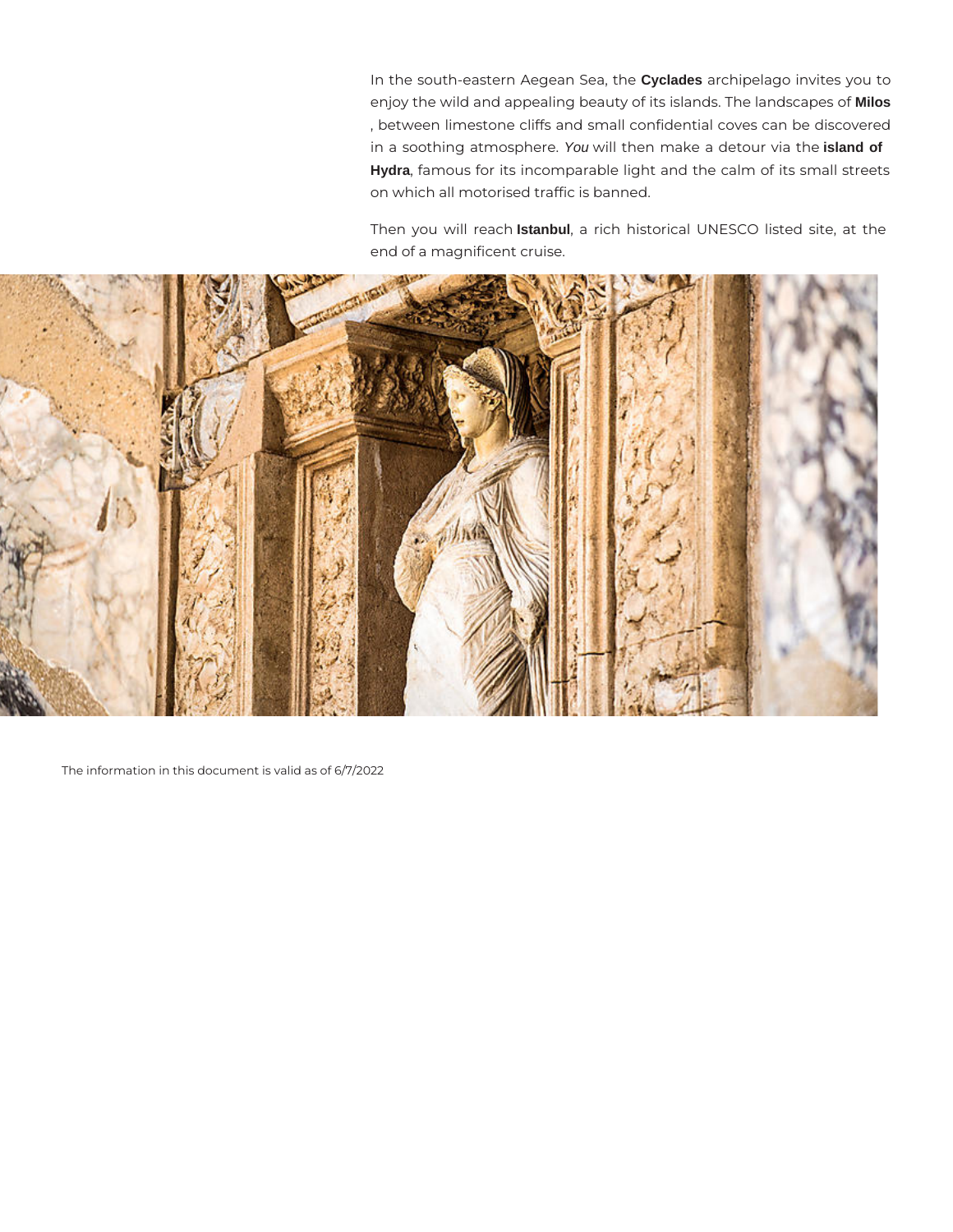In the south-eastern Aegean Sea, the **Cyclades** archipelago invites you to enjoy the wild and appealing beauty of its islands. The landscapes of **Milos** , between limestone cliffs and small confidential coves can be discovered in a soothing atmosphere. *You* will then make a detour via the **island of Hydra**, famous for its incomparable light and the calm of its small streets on which all motorised traffic is banned.

Then you will reach **Istanbul**, a rich historical UNESCO listed site, at the end of a magnificent cruise.

The information in this document is valid as of 6/7/2022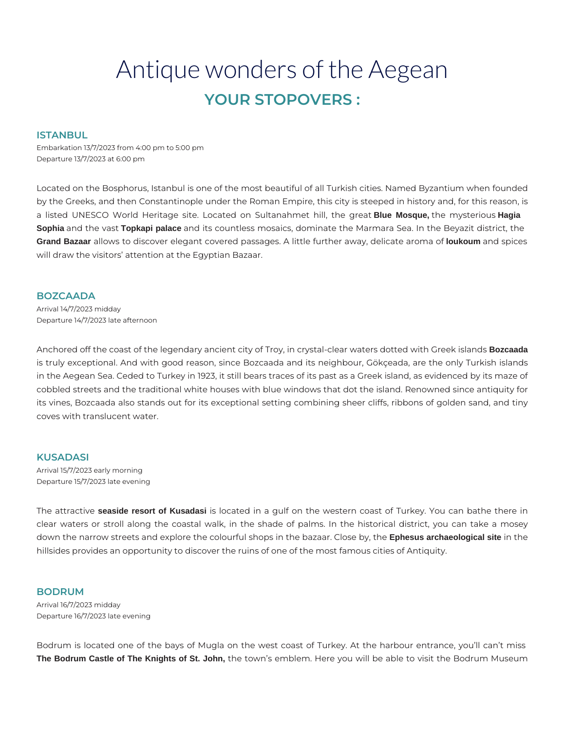# Antique wonders of the Aegean

## YOUR STOPOVERS :

### ISTANBUL

Embarkation 13/7/2023 from 4:00 pm to 5:00 pm
Departure 13/7/2023 at 6:00 pm

Located on the Bosphorus, Istanbul is one of the most beautiful of all Turkish cities. Named Byzantium when founded by the Greeks, and then Constantinople under the Roman Empire, this city is steeped in history and, for this reason, is a listed UNESCO World Heritage site. Located on Sultanahmet hill, the great **Blue Mosque,** the mysterious **Hagia Sophia** and the vast **Topkapi palace** and its countless mosaics, dominate the Marmara Sea. In the Beyazit district, the **Grand Bazaar** allows to discover elegant covered passages. A little further away, delicate aroma of **loukoum** and spices will draw the visitors' attention at the Egyptian Bazaar.

### BOZCAADA

Arrival 14/7/2023 midday
Departure 14/7/2023 late afternoon

Anchored off the coast of the legendary ancient city of Troy, in crystal-clear waters dotted with Greek islands **Bozcaada** is truly exceptional. And with good reason, since Bozcaada and its neighbour, Gökçeada, are the only Turkish islands in the Aegean Sea. Ceded to Turkey in 1923, it still bears traces of its past as a Greek island, as evidenced by its maze of cobbled streets and the traditional white houses with blue windows that dot the island. Renowned since antiquity for its vines, Bozcaada also stands out for its exceptional setting combining sheer cliffs, ribbons of golden sand, and tiny coves with translucent water.

### KUSADASI

Arrival 15/7/2023 early morning
Departure 15/7/2023 late evening

The attractive **seaside resort of Kusadasi** is located in a gulf on the western coast of Turkey. You can bathe there in clear waters or stroll along the coastal walk, in the shade of palms. In the historical district, you can take a mosey down the narrow streets and explore the colourful shops in the bazaar. Close by, the **Ephesus archaeological site** in the hillsides provides an opportunity to discover the ruins of one of the most famous cities of Antiquity.

### BODRUM

Arrival 16/7/2023 midday
Departure 16/7/2023 late evening

Bodrum is located one of the bays of Mugla on the west coast of Turkey. At the harbour entrance, you'll can't miss **The Bodrum Castle of The Knights of St. John,** the town's emblem. Here you will be able to visit the Bodrum Museum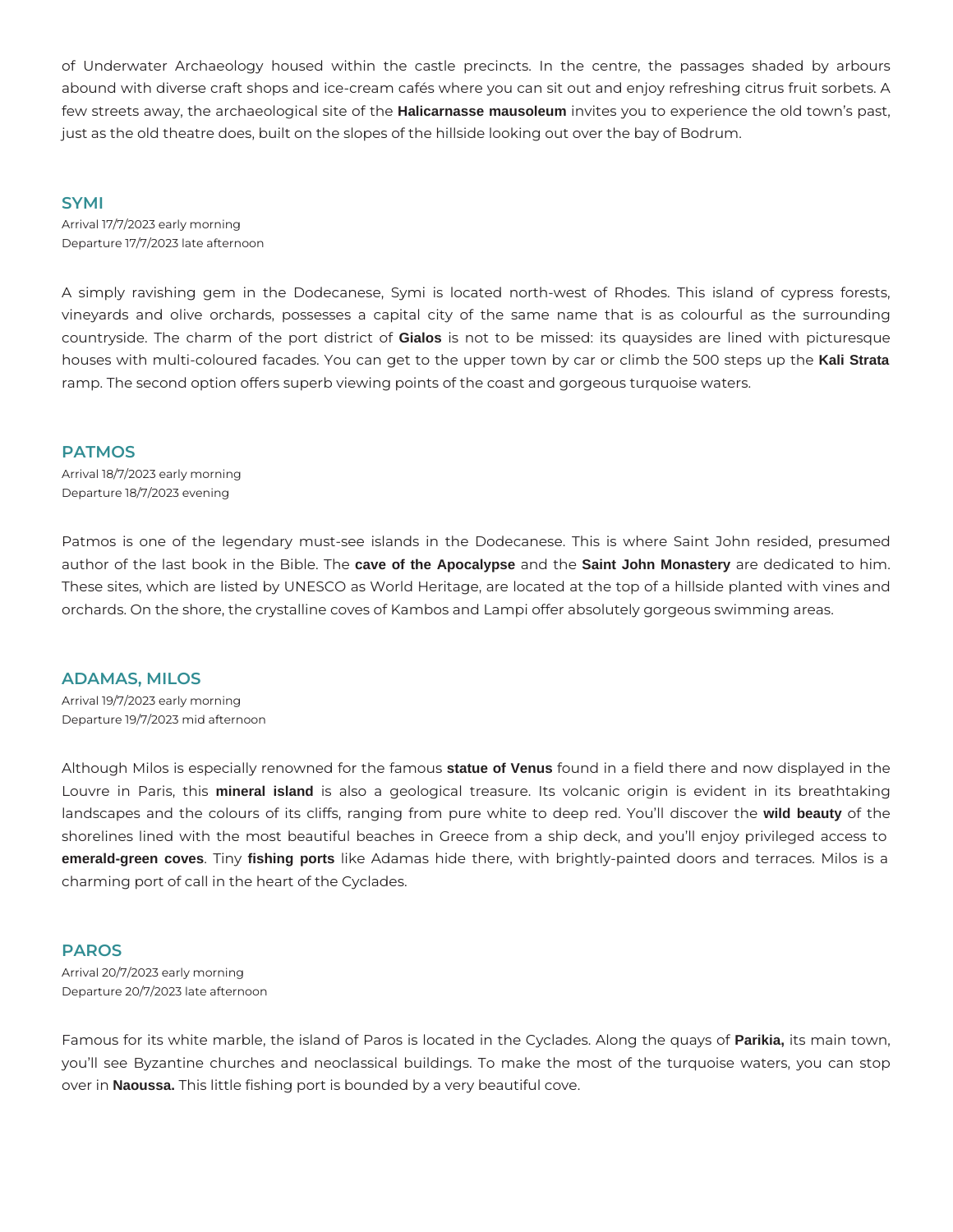of Underwater Archaeology housed within the castle precincts. In the centre, the passages shaded by arbours abound with diverse craft shops and ice-cream cafés where you can sit out and enjoy refreshing citrus fruit sorbets. A few streets away, the archaeological site of the **Halicarnasse mausoleum** invites you to experience the old town's past, just as the old theatre does, built on the slopes of the hillside looking out over the bay of Bodrum.

## SYMI

Arrival 17/7/2023 early morning
Departure 17/7/2023 late afternoon

A simply ravishing gem in the Dodecanese, Symi is located north-west of Rhodes. This island of cypress forests, vineyards and olive orchards, possesses a capital city of the same name that is as colourful as the surrounding countryside. The charm of the port district of **Gialos** is not to be missed: its quaysides are lined with picturesque houses with multi-coloured facades. You can get to the upper town by car or climb the 500 steps up the **Kali Strata** ramp. The second option offers superb viewing points of the coast and gorgeous turquoise waters.

## PATMOS

Arrival 18/7/2023 early morning
Departure 18/7/2023 evening

Patmos is one of the legendary must-see islands in the Dodecanese. This is where Saint John resided, presumed author of the last book in the Bible. The **cave of the Apocalypse** and the **Saint John Monastery** are dedicated to him. These sites, which are listed by UNESCO as World Heritage, are located at the top of a hillside planted with vines and orchards. On the shore, the crystalline coves of Kambos and Lampi offer absolutely gorgeous swimming areas.

## ADAMAS, MILOS

Arrival 19/7/2023 early morning
Departure 19/7/2023 mid afternoon

Although Milos is especially renowned for the famous **statue of Venus** found in a field there and now displayed in the Louvre in Paris, this **mineral island** is also a geological treasure. Its volcanic origin is evident in its breathtaking landscapes and the colours of its cliffs, ranging from pure white to deep red. You'll discover the **wild beauty** of the shorelines lined with the most beautiful beaches in Greece from a ship deck, and you'll enjoy privileged access to **emerald-green coves**. Tiny **fishing ports** like Adamas hide there, with brightly-painted doors and terraces. Milos is a charming port of call in the heart of the Cyclades.

## PAROS

Arrival 20/7/2023 early morning
Departure 20/7/2023 late afternoon

Famous for its white marble, the island of Paros is located in the Cyclades. Along the quays of **Parikia,** its main town, you'll see Byzantine churches and neoclassical buildings. To make the most of the turquoise waters, you can stop over in **Naoussa.** This little fishing port is bounded by a very beautiful cove.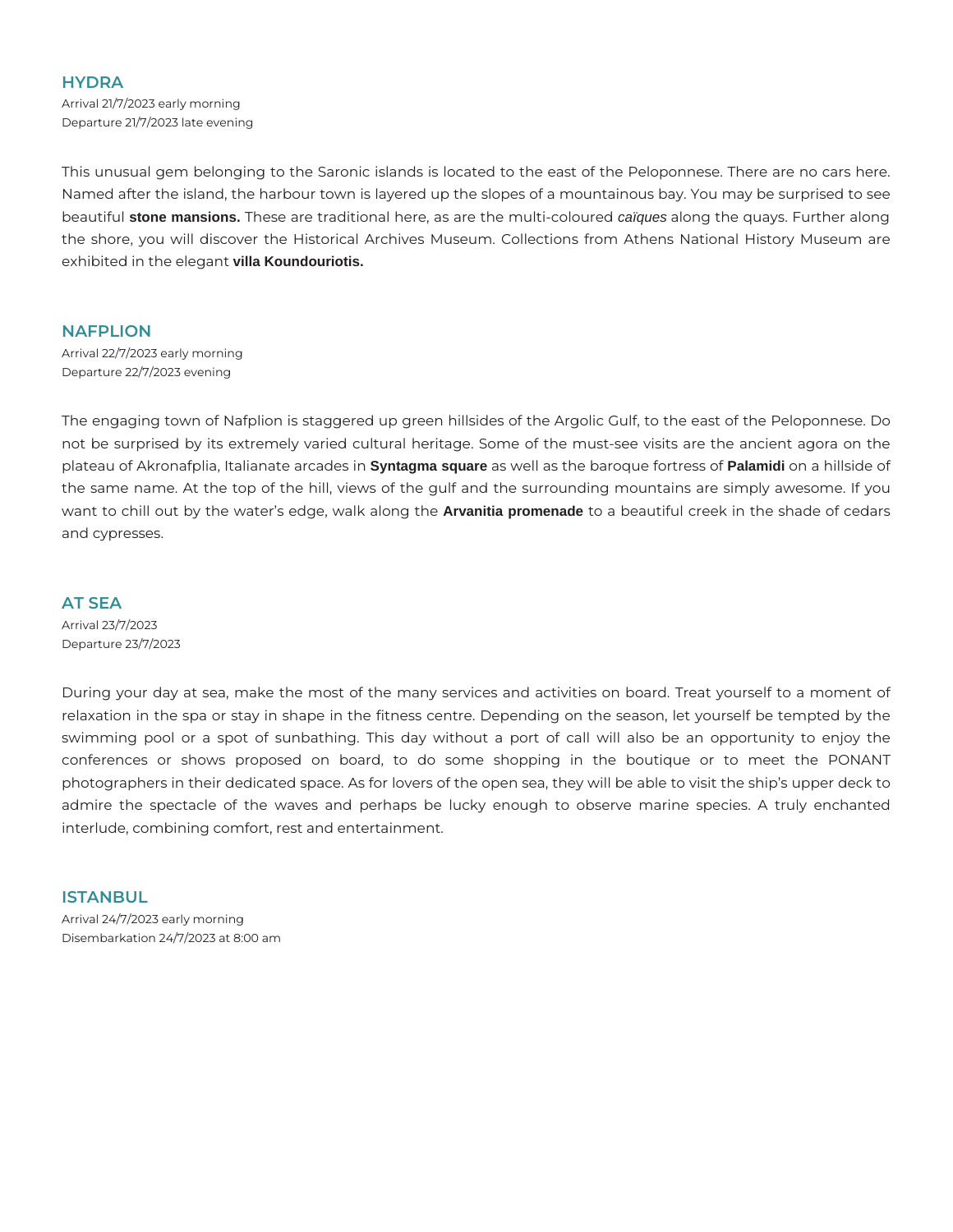## HYDRA

Arrival 21/7/2023 early morning
Departure 21/7/2023 late evening

This unusual gem belonging to the Saronic islands is located to the east of the Peloponnese. There are no cars here. Named after the island, the harbour town is layered up the slopes of a mountainous bay. You may be surprised to see beautiful **stone mansions.** These are traditional here, as are the multi-coloured *caïques* along the quays. Further along the shore, you will discover the Historical Archives Museum. Collections from Athens National History Museum are exhibited in the elegant **villa Koundouriotis.**

## NAFPLION

Arrival 22/7/2023 early morning
Departure 22/7/2023 evening

The engaging town of Nafplion is staggered up green hillsides of the Argolic Gulf, to the east of the Peloponnese. Do not be surprised by its extremely varied cultural heritage. Some of the must-see visits are the ancient agora on the plateau of Akronafplia, Italianate arcades in **Syntagma square** as well as the baroque fortress of **Palamidi** on a hillside of the same name. At the top of the hill, views of the gulf and the surrounding mountains are simply awesome. If you want to chill out by the water's edge, walk along the **Arvanitia promenade** to a beautiful creek in the shade of cedars and cypresses.

## AT SEA

Arrival 23/7/2023
Departure 23/7/2023

During your day at sea, make the most of the many services and activities on board. Treat yourself to a moment of relaxation in the spa or stay in shape in the fitness centre. Depending on the season, let yourself be tempted by the swimming pool or a spot of sunbathing. This day without a port of call will also be an opportunity to enjoy the conferences or shows proposed on board, to do some shopping in the boutique or to meet the PONANT photographers in their dedicated space. As for lovers of the open sea, they will be able to visit the ship's upper deck to admire the spectacle of the waves and perhaps be lucky enough to observe marine species. A truly enchanted interlude, combining comfort, rest and entertainment.

## ISTANBUL

Arrival 24/7/2023 early morning
Disembarkation 24/7/2023 at 8:00 am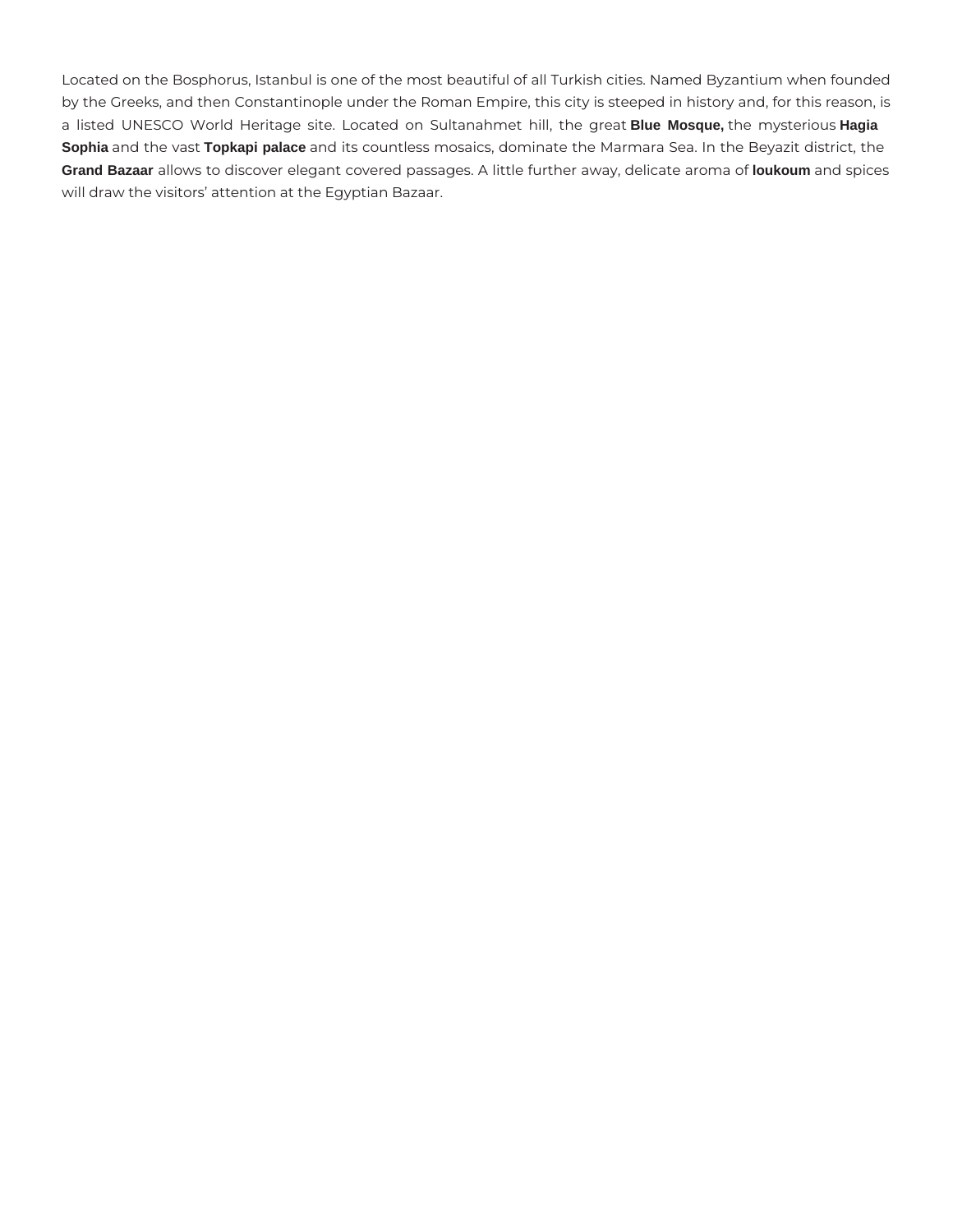Located on the Bosphorus, Istanbul is one of the most beautiful of all Turkish cities. Named Byzantium when founded by the Greeks, and then Constantinople under the Roman Empire, this city is steeped in history and, for this reason, is a listed UNESCO World Heritage site. Located on Sultanahmet hill, the great **Blue Mosque,** the mysterious **Hagia Sophia** and the vast **Topkapi palace** and its countless mosaics, dominate the Marmara Sea. In the Beyazit district, the **Grand Bazaar** allows to discover elegant covered passages. A little further away, delicate aroma of **loukoum** and spices will draw the visitors' attention at the Egyptian Bazaar.